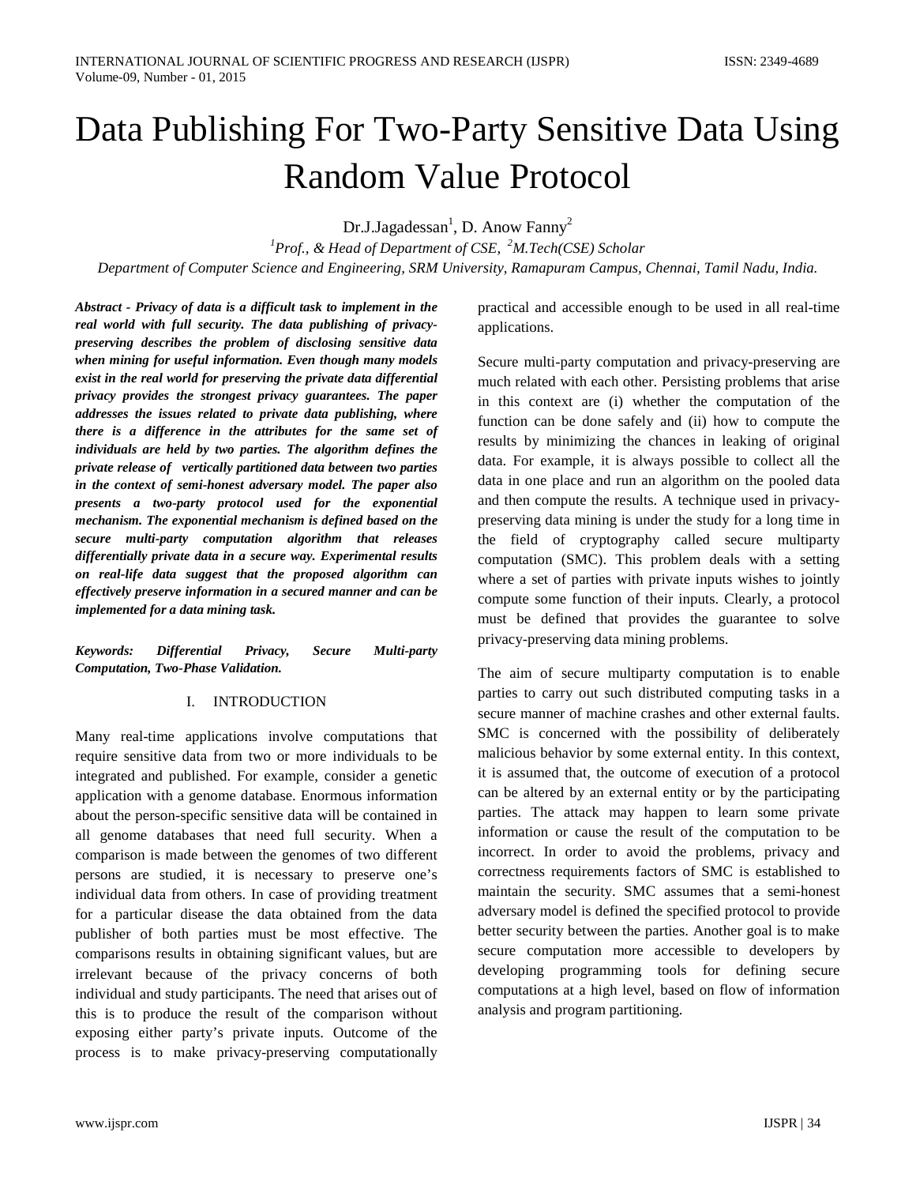# Data Publishing For Two-Party Sensitive Data Using Random Value Protocol

Dr.J.Jagadessan[1], D. Anow Fanny[2]

*[1]Prof., & Head of Department of CSE, [2]M.Tech(CSE) Scholar*

*Department of Computer Science and Engineering, SRM University, Ramapuram Campus, Chennai, Tamil Nadu, India.*

***Abstract - Privacy of data is a difficult task to implement in the real world with full security. The data publishing of privacy-preserving describes the problem of disclosing sensitive data when mining for useful information. Even though many models exist in the real world for preserving the private data differential privacy provides the strongest privacy guarantees. The paper addresses the issues related to private data publishing, where there is a difference in the attributes for the same set of individuals are held by two parties. The algorithm defines the private release of vertically partitioned data between two parties in the context of semi-honest adversary model. The paper also presents a two-party protocol used for the exponential mechanism. The exponential mechanism is defined based on the secure multi-party computation algorithm that releases differentially private data in a secure way. Experimental results on real-life data suggest that the proposed algorithm can effectively preserve information in a secured manner and can be implemented for a data mining task.***

***Keywords: Differential Privacy, Secure Multi-party Computation, Two-Phase Validation.***

## I. INTRODUCTION

Many real-time applications involve computations that require sensitive data from two or more individuals to be integrated and published. For example, consider a genetic application with a genome database. Enormous information about the person-specific sensitive data will be contained in all genome databases that need full security. When a comparison is made between the genomes of two different persons are studied, it is necessary to preserve one's individual data from others. In case of providing treatment for a particular disease the data obtained from the data publisher of both parties must be most effective. The comparisons results in obtaining significant values, but are irrelevant because of the privacy concerns of both individual and study participants. The need that arises out of this is to produce the result of the comparison without exposing either party's private inputs. Outcome of the process is to make privacy-preserving computationally practical and accessible enough to be used in all real-time applications.

Secure multi-party computation and privacy-preserving are much related with each other. Persisting problems that arise in this context are (i) whether the computation of the function can be done safely and (ii) how to compute the results by minimizing the chances in leaking of original data. For example, it is always possible to collect all the data in one place and run an algorithm on the pooled data and then compute the results. A technique used in privacy-preserving data mining is under the study for a long time in the field of cryptography called secure multiparty computation (SMC). This problem deals with a setting where a set of parties with private inputs wishes to jointly compute some function of their inputs. Clearly, a protocol must be defined that provides the guarantee to solve privacy-preserving data mining problems.

The aim of secure multiparty computation is to enable parties to carry out such distributed computing tasks in a secure manner of machine crashes and other external faults. SMC is concerned with the possibility of deliberately malicious behavior by some external entity. In this context, it is assumed that, the outcome of execution of a protocol can be altered by an external entity or by the participating parties. The attack may happen to learn some private information or cause the result of the computation to be incorrect. In order to avoid the problems, privacy and correctness requirements factors of SMC is established to maintain the security. SMC assumes that a semi-honest adversary model is defined the specified protocol to provide better security between the parties. Another goal is to make secure computation more accessible to developers by developing programming tools for defining secure computations at a high level, based on flow of information analysis and program partitioning.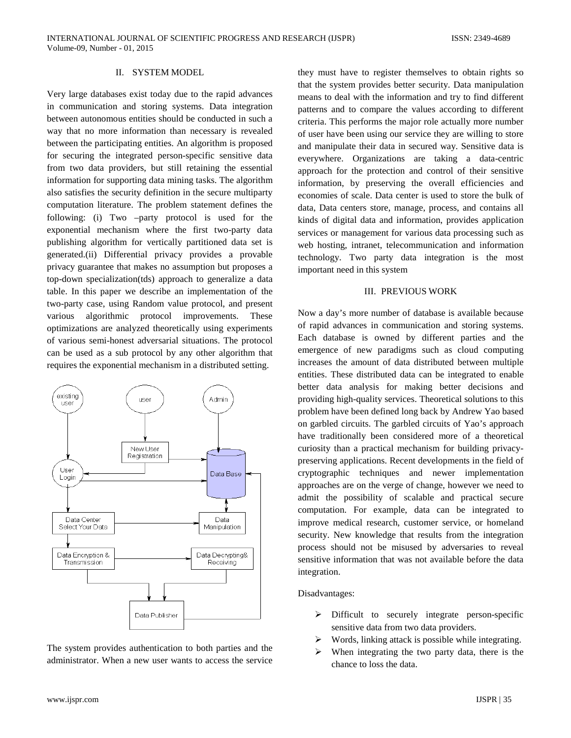## II. SYSTEM MODEL

Very large databases exist today due to the rapid advances in communication and storing systems. Data integration between autonomous entities should be conducted in such a way that no more information than necessary is revealed between the participating entities. An algorithm is proposed for securing the integrated person-specific sensitive data from two data providers, but still retaining the essential information for supporting data mining tasks. The algorithm also satisfies the security definition in the secure multiparty computation literature. The problem statement defines the following: (i) Two –party protocol is used for the exponential mechanism where the first two-party data publishing algorithm for vertically partitioned data set is generated.(ii) Differential privacy provides a provable privacy guarantee that makes no assumption but proposes a top-down specialization(tds) approach to generalize a data table. In this paper we describe an implementation of the two-party case, using Random value protocol, and present various algorithmic protocol improvements. These optimizations are analyzed theoretically using experiments of various semi-honest adversarial situations. The protocol can be used as a sub protocol by any other algorithm that requires the exponential mechanism in a distributed setting.

The system provides authentication to both parties and the administrator. When a new user wants to access the service they must have to register themselves to obtain rights so that the system provides better security. Data manipulation means to deal with the information and try to find different patterns and to compare the values according to different criteria. This performs the major role actually more number of user have been using our service they are willing to store and manipulate their data in secured way. Sensitive data is everywhere. Organizations are taking a data-centric approach for the protection and control of their sensitive information, by preserving the overall efficiencies and economies of scale. Data center is used to store the bulk of data, Data centers store, manage, process, and contains all kinds of digital data and information, provides application services or management for various data processing such as web hosting, intranet, telecommunication and information technology. Two party data integration is the most important need in this system

## III. PREVIOUS WORK

Now a day's more number of database is available because of rapid advances in communication and storing systems. Each database is owned by different parties and the emergence of new paradigms such as cloud computing increases the amount of data distributed between multiple entities. These distributed data can be integrated to enable better data analysis for making better decisions and providing high-quality services. Theoretical solutions to this problem have been defined long back by Andrew Yao based on garbled circuits. The garbled circuits of Yao's approach have traditionally been considered more of a theoretical curiosity than a practical mechanism for building privacy-preserving applications. Recent developments in the field of cryptographic techniques and newer implementation approaches are on the verge of change, however we need to admit the possibility of scalable and practical secure computation. For example, data can be integrated to improve medical research, customer service, or homeland security. New knowledge that results from the integration process should not be misused by adversaries to reveal sensitive information that was not available before the data integration.

Disadvantages:

- Difficult to securely integrate person-specific sensitive data from two data providers.
- Words, linking attack is possible while integrating.
- When integrating the two party data, there is the chance to loss the data.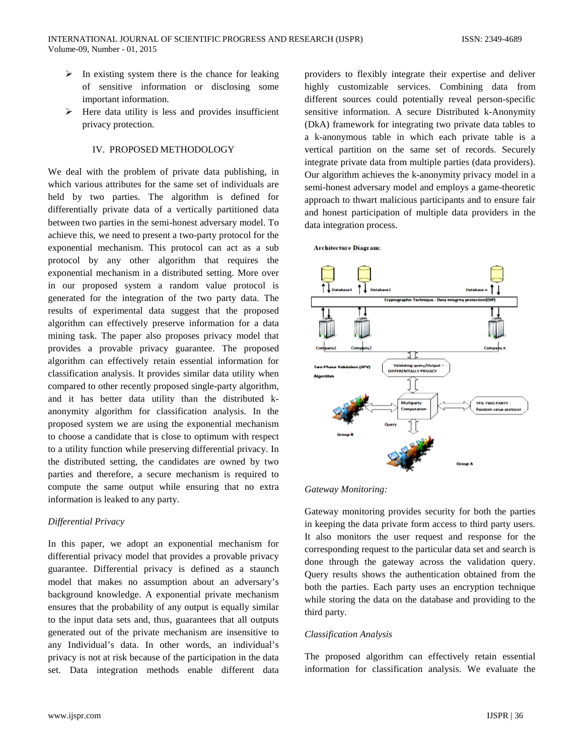- In existing system there is the chance for leaking of sensitive information or disclosing some important information.
- Here data utility is less and provides insufficient privacy protection.

## IV. PROPOSED METHODOLOGY

We deal with the problem of private data publishing, in which various attributes for the same set of individuals are held by two parties. The algorithm is defined for differentially private data of a vertically partitioned data between two parties in the semi-honest adversary model. To achieve this, we need to present a two-party protocol for the exponential mechanism. This protocol can act as a sub protocol by any other algorithm that requires the exponential mechanism in a distributed setting. More over in our proposed system a random value protocol is generated for the integration of the two party data. The results of experimental data suggest that the proposed algorithm can effectively preserve information for a data mining task. The paper also proposes privacy model that provides a provable privacy guarantee. The proposed algorithm can effectively retain essential information for classification analysis. It provides similar data utility when compared to other recently proposed single-party algorithm, and it has better data utility than the distributed k-anonymity algorithm for classification analysis. In the proposed system we are using the exponential mechanism to choose a candidate that is close to optimum with respect to a utility function while preserving differential privacy. In the distributed setting, the candidates are owned by two parties and therefore, a secure mechanism is required to compute the same output while ensuring that no extra information is leaked to any party.

### *Differential Privacy*

In this paper, we adopt an exponential mechanism for differential privacy model that provides a provable privacy guarantee. Differential privacy is defined as a staunch model that makes no assumption about an adversary's background knowledge. A exponential private mechanism ensures that the probability of any output is equally similar to the input data sets and, thus, guarantees that all outputs generated out of the private mechanism are insensitive to any Individual's data. In other words, an individual's privacy is not at risk because of the participation in the data set. Data integration methods enable different data providers to flexibly integrate their expertise and deliver highly customizable services. Combining data from different sources could potentially reveal person-specific sensitive information. A secure Distributed k-Anonymity (DkA) framework for integrating two private data tables to a k-anonymous table in which each private table is a vertical partition on the same set of records. Securely integrate private data from multiple parties (data providers). Our algorithm achieves the k-anonymity privacy model in a semi-honest adversary model and employs a game-theoretic approach to thwart malicious participants and to ensure fair and honest participation of multiple data providers in the data integration process.

**Architecture Diagram:**

### *Gateway Monitoring:*

Gateway monitoring provides security for both the parties in keeping the data private form access to third party users. It also monitors the user request and response for the corresponding request to the particular data set and search is done through the gateway across the validation query. Query results shows the authentication obtained from the both the parties. Each party uses an encryption technique while storing the data on the database and providing to the third party.

### *Classification Analysis*

The proposed algorithm can effectively retain essential information for classification analysis. We evaluate the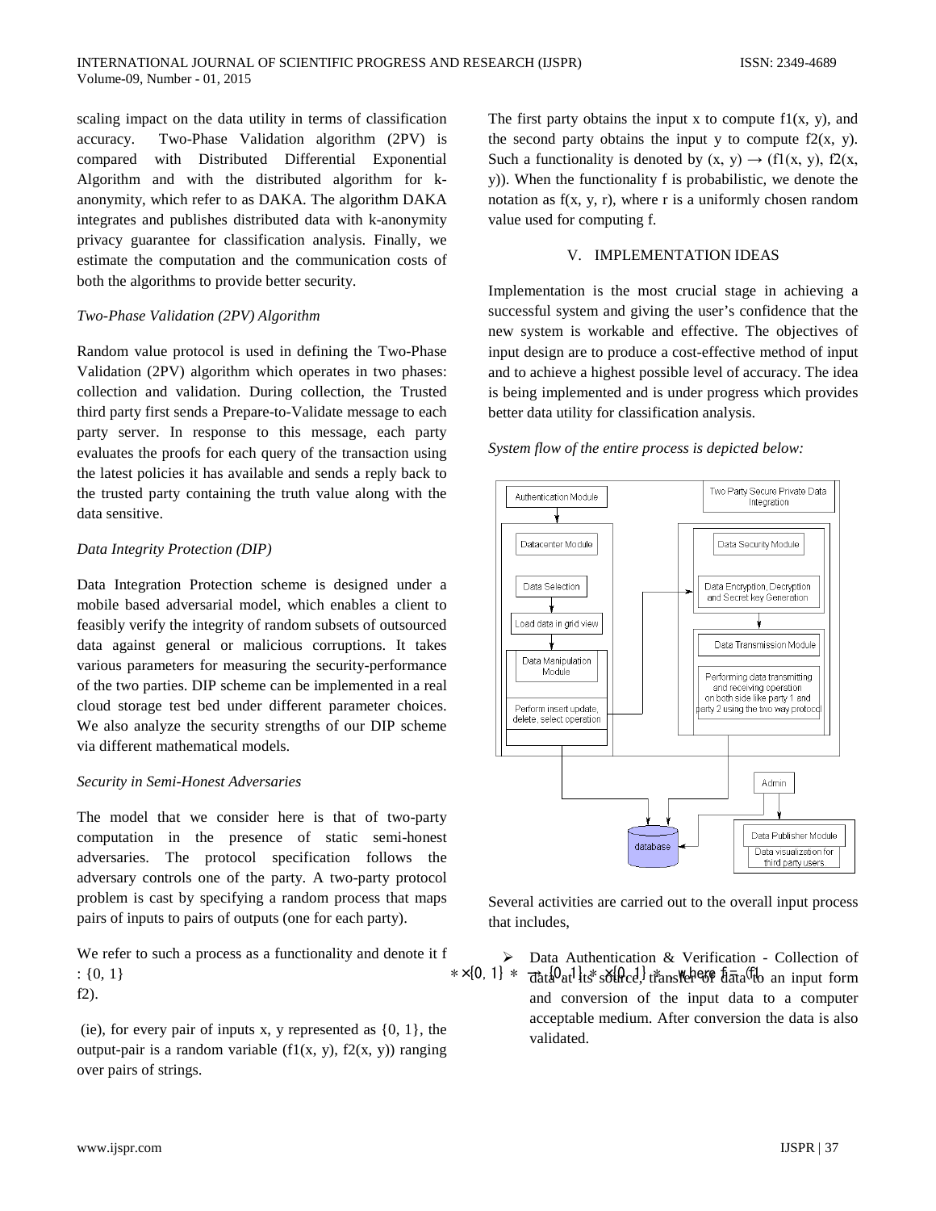scaling impact on the data utility in terms of classification accuracy. Two-Phase Validation algorithm (2PV) is compared with Distributed Differential Exponential Algorithm and with the distributed algorithm for k-anonymity, which refer to as DAKA. The algorithm DAKA integrates and publishes distributed data with k-anonymity privacy guarantee for classification analysis. Finally, we estimate the computation and the communication costs of both the algorithms to provide better security.

*Two-Phase Validation (2PV) Algorithm*

Random value protocol is used in defining the Two-Phase Validation (2PV) algorithm which operates in two phases: collection and validation. During collection, the Trusted third party first sends a Prepare-to-Validate message to each party server. In response to this message, each party evaluates the proofs for each query of the transaction using the latest policies it has available and sends a reply back to the trusted party containing the truth value along with the data sensitive.

*Data Integrity Protection (DIP)*

Data Integration Protection scheme is designed under a mobile based adversarial model, which enables a client to feasibly verify the integrity of random subsets of outsourced data against general or malicious corruptions. It takes various parameters for measuring the security-performance of the two parties. DIP scheme can be implemented in a real cloud storage test bed under different parameter choices. We also analyze the security strengths of our DIP scheme via different mathematical models.

*Security in Semi-Honest Adversaries*

The model that we consider here is that of two-party computation in the presence of static semi-honest adversaries. The protocol specification follows the adversary controls one of the party. A two-party protocol problem is cast by specifying a random process that maps pairs of inputs to pairs of outputs (one for each party).

We refer to such a process as a functionality and denote it f : $\{0, 1\}^* \times \{0, 1\}^* \rightarrow \{0, 1\}^* \times \{0, 1\}^*$ where $f = (f1, f2)$.

(ie), for every pair of inputs x, y represented as {0, 1}, the output-pair is a random variable (f1(x, y), f2(x, y)) ranging over pairs of strings.

The first party obtains the input x to compute f1(x, y), and the second party obtains the input y to compute f2(x, y). Such a functionality is denoted by $(x, y) \rightarrow (f1(x, y), f2(x, y))$. When the functionality f is probabilistic, we denote the notation as f(x, y, r), where r is a uniformly chosen random value used for computing f.

## V. IMPLEMENTATION IDEAS

Implementation is the most crucial stage in achieving a successful system and giving the user's confidence that the new system is workable and effective. The objectives of input design are to produce a cost-effective method of input and to achieve a highest possible level of accuracy. The idea is being implemented and is under progress which provides better data utility for classification analysis.

*System flow of the entire process is depicted below:*

Authentication Module | Two Party Secure Private Data Integration | Datacenter Module | Data Selection | Load data in grid view | Data Manipulation Module | Perform insert update, delete, select operation | Data Security Module | Data Encryption, Decryption and Secret key Generation | Data Transmission Module | Performing data transmitting and receiving operation on both side like party 1 and party 2 using the two way protocol | Admin | database | Data Publisher Module | Data visualization for third party users

Several activities are carried out to the overall input process that includes,

- Data Authentication & Verification - Collection of data at its source, transfer of data to an input form and conversion of the input data to a computer acceptable medium. After conversion the data is also validated.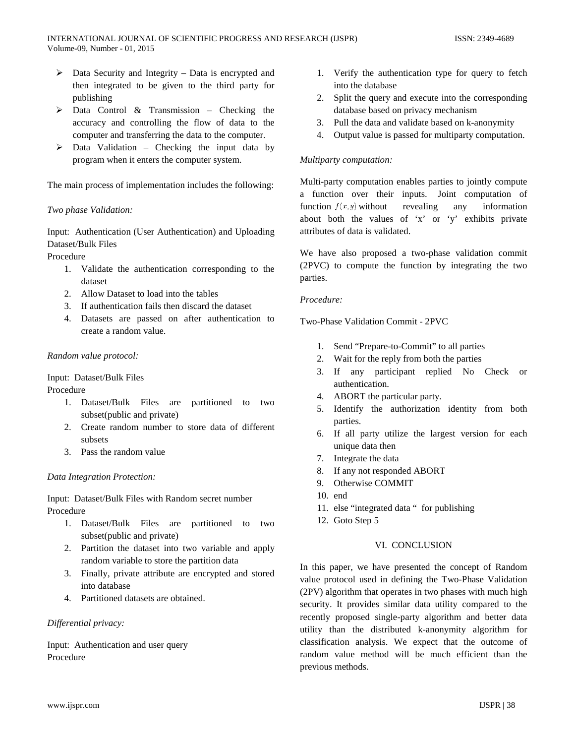- Data Security and Integrity – Data is encrypted and then integrated to be given to the third party for publishing
- Data Control & Transmission – Checking the accuracy and controlling the flow of data to the computer and transferring the data to the computer.
- Data Validation – Checking the input data by program when it enters the computer system.

The main process of implementation includes the following:

*Two phase Validation:*

Input: Authentication (User Authentication) and Uploading Dataset/Bulk Files

Procedure

1. Validate the authentication corresponding to the dataset
2. Allow Dataset to load into the tables
3. If authentication fails then discard the dataset
4. Datasets are passed on after authentication to create a random value.

*Random value protocol:*

Input: Dataset/Bulk Files

Procedure

1. Dataset/Bulk Files are partitioned to two subset(public and private)
2. Create random number to store data of different subsets
3. Pass the random value

*Data Integration Protection:*

Input: Dataset/Bulk Files with Random secret number

Procedure

1. Dataset/Bulk Files are partitioned to two subset(public and private)
2. Partition the dataset into two variable and apply random variable to store the partition data
3. Finally, private attribute are encrypted and stored into database
4. Partitioned datasets are obtained.

*Differential privacy:*

Input: Authentication and user query

Procedure

1. Verify the authentication type for query to fetch into the database
2. Split the query and execute into the corresponding database based on privacy mechanism
3. Pull the data and validate based on k-anonymity
4. Output value is passed for multiparty computation.

*Multiparty computation:*

Multi-party computation enables parties to jointly compute a function over their inputs. Joint computation of function $f(x,y)$ without revealing any information about both the values of 'x' or 'y' exhibits private attributes of data is validated.

We have also proposed a two-phase validation commit (2PVC) to compute the function by integrating the two parties.

*Procedure:*

Two-Phase Validation Commit - 2PVC

1. Send "Prepare-to-Commit" to all parties
2. Wait for the reply from both the parties
3. If any participant replied No Check or authentication.
4. ABORT the particular party.
5. Identify the authorization identity from both parties.
6. If all party utilize the largest version for each unique data then
7. Integrate the data
8. If any not responded ABORT
9. Otherwise COMMIT
10. end
11. else "integrated data " for publishing
12. Goto Step 5

## VI. CONCLUSION

In this paper, we have presented the concept of Random value protocol used in defining the Two-Phase Validation (2PV) algorithm that operates in two phases with much high security. It provides similar data utility compared to the recently proposed single-party algorithm and better data utility than the distributed k-anonymity algorithm for classification analysis. We expect that the outcome of random value method will be much efficient than the previous methods.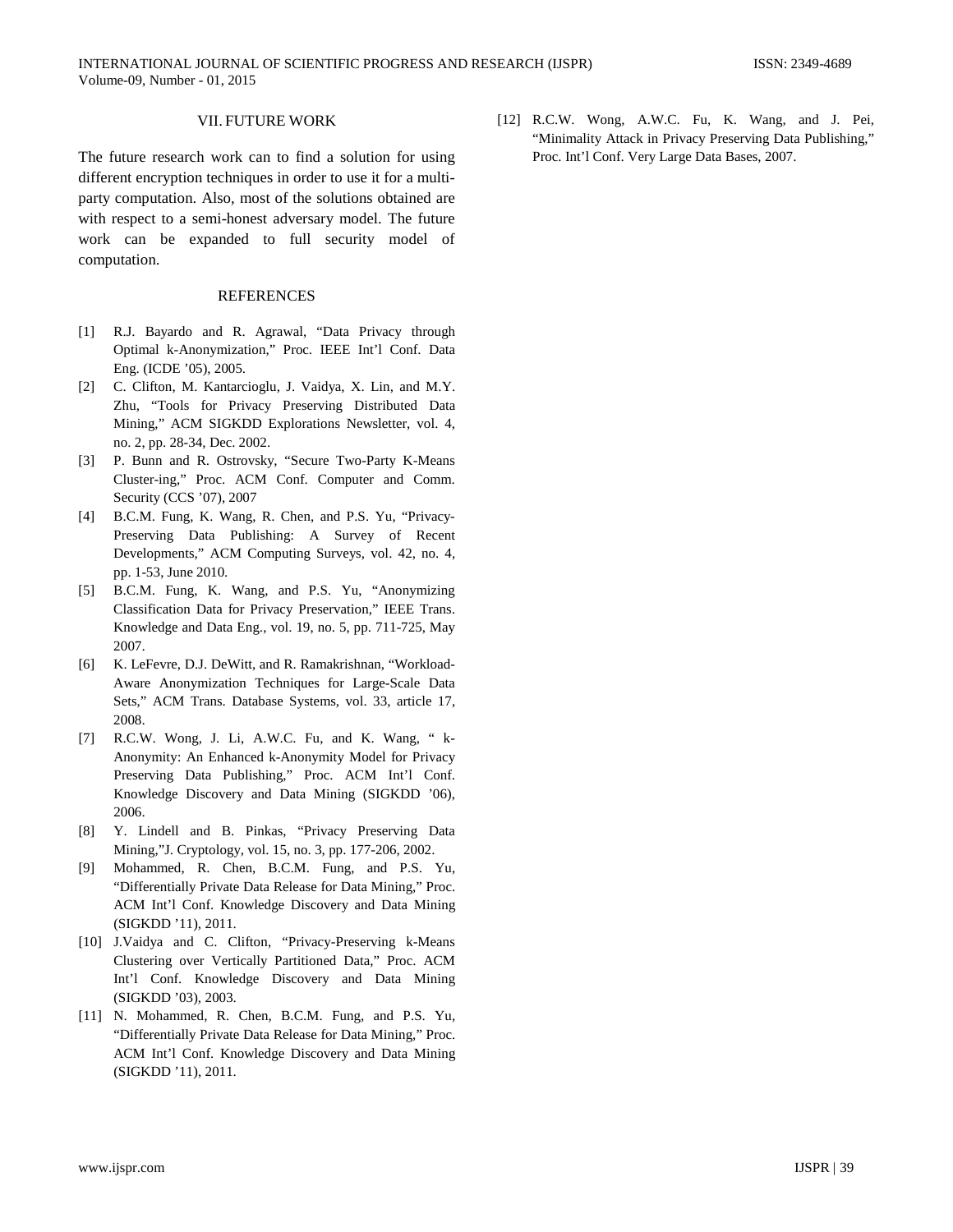## VII. FUTURE WORK

The future research work can to find a solution for using different encryption techniques in order to use it for a multi-party computation. Also, most of the solutions obtained are with respect to a semi-honest adversary model. The future work can be expanded to full security model of computation.

## REFERENCES

[1] R.J. Bayardo and R. Agrawal, "Data Privacy through Optimal k-Anonymization," Proc. IEEE Int'l Conf. Data Eng. (ICDE '05), 2005.

[2] C. Clifton, M. Kantarcioglu, J. Vaidya, X. Lin, and M.Y. Zhu, "Tools for Privacy Preserving Distributed Data Mining," ACM SIGKDD Explorations Newsletter, vol. 4, no. 2, pp. 28-34, Dec. 2002.

[3] P. Bunn and R. Ostrovsky, "Secure Two-Party K-Means Cluster-ing," Proc. ACM Conf. Computer and Comm. Security (CCS '07), 2007

[4] B.C.M. Fung, K. Wang, R. Chen, and P.S. Yu, "Privacy-Preserving Data Publishing: A Survey of Recent Developments," ACM Computing Surveys, vol. 42, no. 4, pp. 1-53, June 2010.

[5] B.C.M. Fung, K. Wang, and P.S. Yu, "Anonymizing Classification Data for Privacy Preservation," IEEE Trans. Knowledge and Data Eng., vol. 19, no. 5, pp. 711-725, May 2007.

[6] K. LeFevre, D.J. DeWitt, and R. Ramakrishnan, "Workload-Aware Anonymization Techniques for Large-Scale Data Sets," ACM Trans. Database Systems, vol. 33, article 17, 2008.

[7] R.C.W. Wong, J. Li, A.W.C. Fu, and K. Wang, " k-Anonymity: An Enhanced k-Anonymity Model for Privacy Preserving Data Publishing," Proc. ACM Int'l Conf. Knowledge Discovery and Data Mining (SIGKDD '06), 2006.

[8] Y. Lindell and B. Pinkas, "Privacy Preserving Data Mining,"J. Cryptology, vol. 15, no. 3, pp. 177-206, 2002.

[9] Mohammed, R. Chen, B.C.M. Fung, and P.S. Yu, "Differentially Private Data Release for Data Mining," Proc. ACM Int'l Conf. Knowledge Discovery and Data Mining (SIGKDD '11), 2011.

[10] J.Vaidya and C. Clifton, "Privacy-Preserving k-Means Clustering over Vertically Partitioned Data," Proc. ACM Int'l Conf. Knowledge Discovery and Data Mining (SIGKDD '03), 2003.

[11] N. Mohammed, R. Chen, B.C.M. Fung, and P.S. Yu, "Differentially Private Data Release for Data Mining," Proc. ACM Int'l Conf. Knowledge Discovery and Data Mining (SIGKDD '11), 2011.

[12] R.C.W. Wong, A.W.C. Fu, K. Wang, and J. Pei, "Minimality Attack in Privacy Preserving Data Publishing," Proc. Int'l Conf. Very Large Data Bases, 2007.